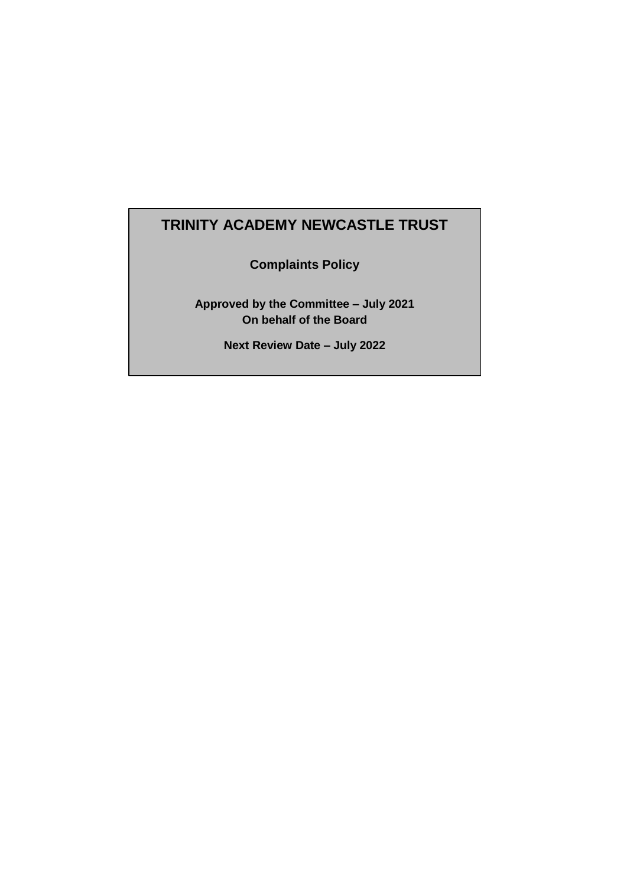# TRINITY ACADEMY NEWCASTLE TRUST

**Complaints Policy**

**Approved by the Committee – July 2021**
**On behalf of the Board**

**Next Review Date – July 2022**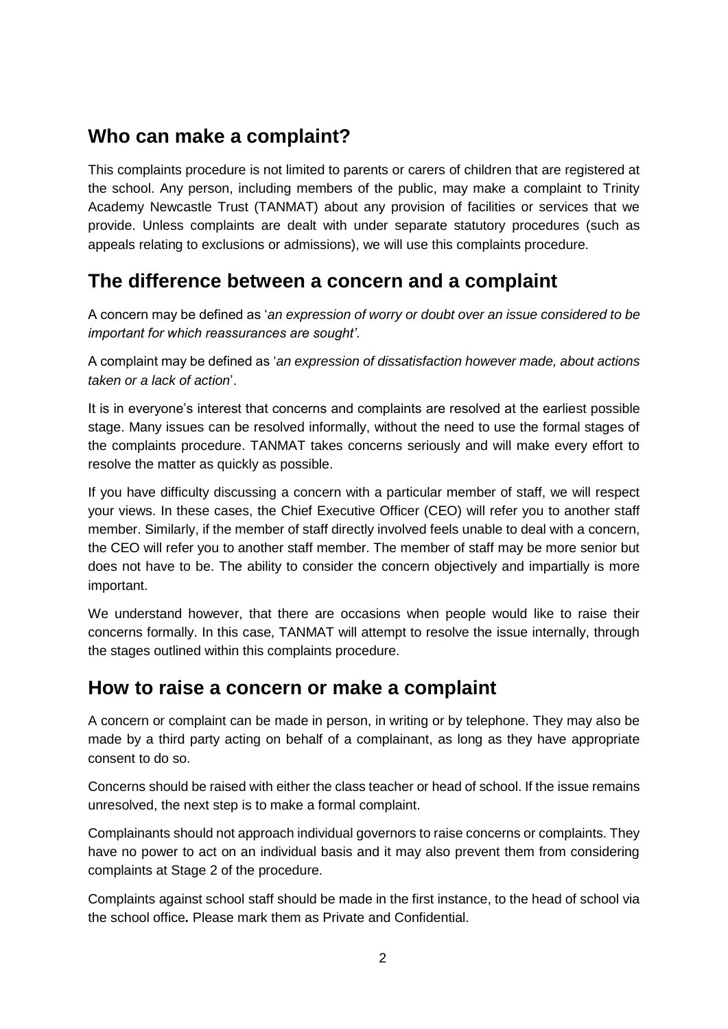## Who can make a complaint?

This complaints procedure is not limited to parents or carers of children that are registered at the school. Any person, including members of the public, may make a complaint to Trinity Academy Newcastle Trust (TANMAT) about any provision of facilities or services that we provide. Unless complaints are dealt with under separate statutory procedures (such as appeals relating to exclusions or admissions), we will use this complaints procedure.

## The difference between a concern and a complaint

A concern may be defined as '*an expression of worry or doubt over an issue considered to be important for which reassurances are sought'*.

A complaint may be defined as '*an expression of dissatisfaction however made, about actions taken or a lack of action*'.

It is in everyone's interest that concerns and complaints are resolved at the earliest possible stage. Many issues can be resolved informally, without the need to use the formal stages of the complaints procedure. TANMAT takes concerns seriously and will make every effort to resolve the matter as quickly as possible.

If you have difficulty discussing a concern with a particular member of staff, we will respect your views. In these cases, the Chief Executive Officer (CEO) will refer you to another staff member. Similarly, if the member of staff directly involved feels unable to deal with a concern, the CEO will refer you to another staff member. The member of staff may be more senior but does not have to be. The ability to consider the concern objectively and impartially is more important.

We understand however, that there are occasions when people would like to raise their concerns formally. In this case, TANMAT will attempt to resolve the issue internally, through the stages outlined within this complaints procedure.

## How to raise a concern or make a complaint

A concern or complaint can be made in person, in writing or by telephone. They may also be made by a third party acting on behalf of a complainant, as long as they have appropriate consent to do so.

Concerns should be raised with either the class teacher or head of school. If the issue remains unresolved, the next step is to make a formal complaint.

Complainants should not approach individual governors to raise concerns or complaints. They have no power to act on an individual basis and it may also prevent them from considering complaints at Stage 2 of the procedure.

Complaints against school staff should be made in the first instance, to the head of school via the school office*.* Please mark them as Private and Confidential.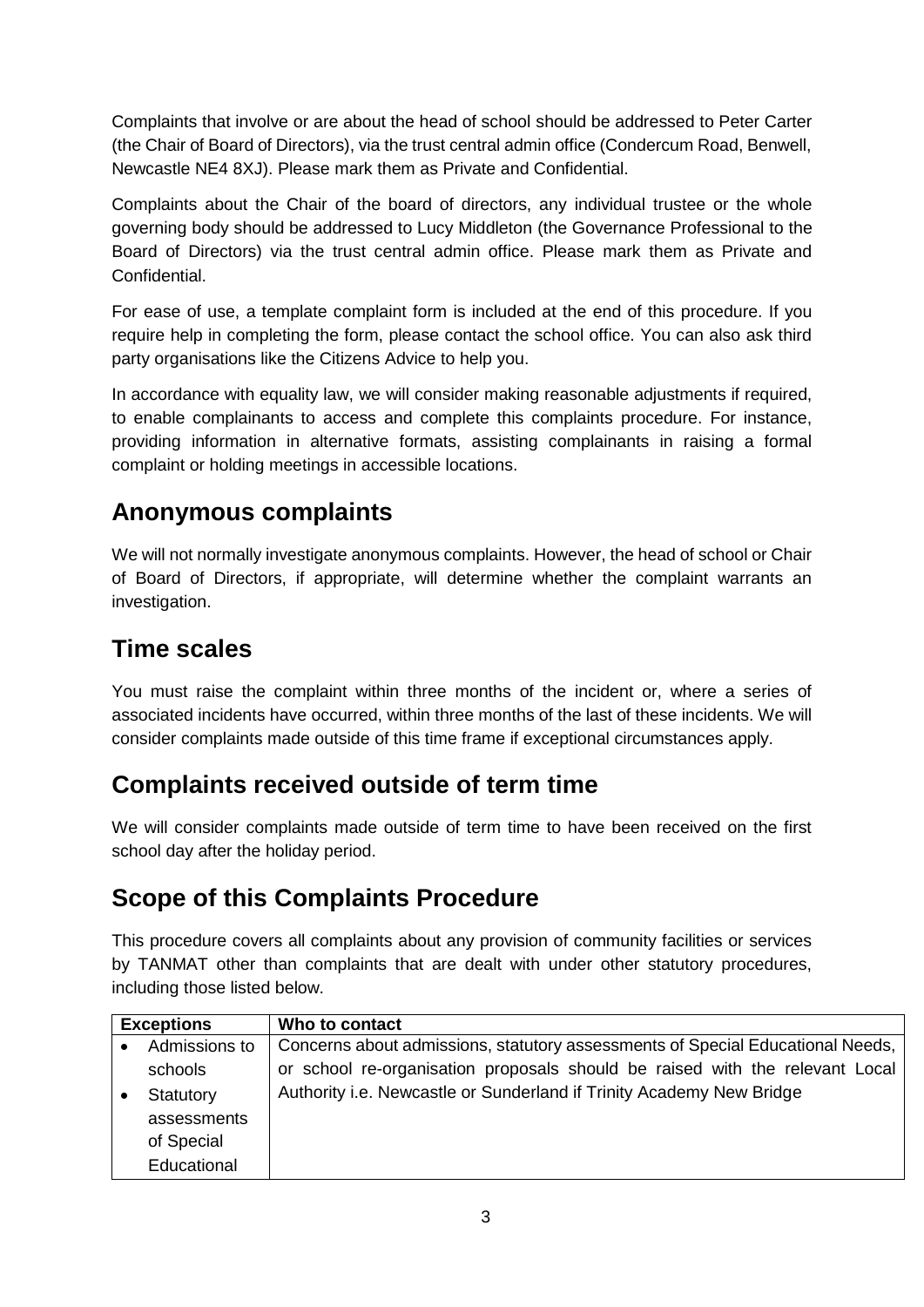Complaints that involve or are about the head of school should be addressed to Peter Carter (the Chair of Board of Directors), via the trust central admin office (Condercum Road, Benwell, Newcastle NE4 8XJ). Please mark them as Private and Confidential.

Complaints about the Chair of the board of directors, any individual trustee or the whole governing body should be addressed to Lucy Middleton (the Governance Professional to the Board of Directors) via the trust central admin office. Please mark them as Private and Confidential.

For ease of use, a template complaint form is included at the end of this procedure. If you require help in completing the form, please contact the school office. You can also ask third party organisations like the Citizens Advice to help you.

In accordance with equality law, we will consider making reasonable adjustments if required, to enable complainants to access and complete this complaints procedure. For instance, providing information in alternative formats, assisting complainants in raising a formal complaint or holding meetings in accessible locations.

## Anonymous complaints

We will not normally investigate anonymous complaints. However, the head of school or Chair of Board of Directors, if appropriate, will determine whether the complaint warrants an investigation.

## Time scales

You must raise the complaint within three months of the incident or, where a series of associated incidents have occurred, within three months of the last of these incidents. We will consider complaints made outside of this time frame if exceptional circumstances apply.

## Complaints received outside of term time

We will consider complaints made outside of term time to have been received on the first school day after the holiday period.

## Scope of this Complaints Procedure

This procedure covers all complaints about any provision of community facilities or services by TANMAT other than complaints that are dealt with under other statutory procedures, including those listed below.

| Exceptions | Who to contact |
|---|---|
| • Admissions to schools<br>• Statutory assessments of Special Educational | Concerns about admissions, statutory assessments of Special Educational Needs, or school re-organisation proposals should be raised with the relevant Local Authority i.e. Newcastle or Sunderland if Trinity Academy New Bridge |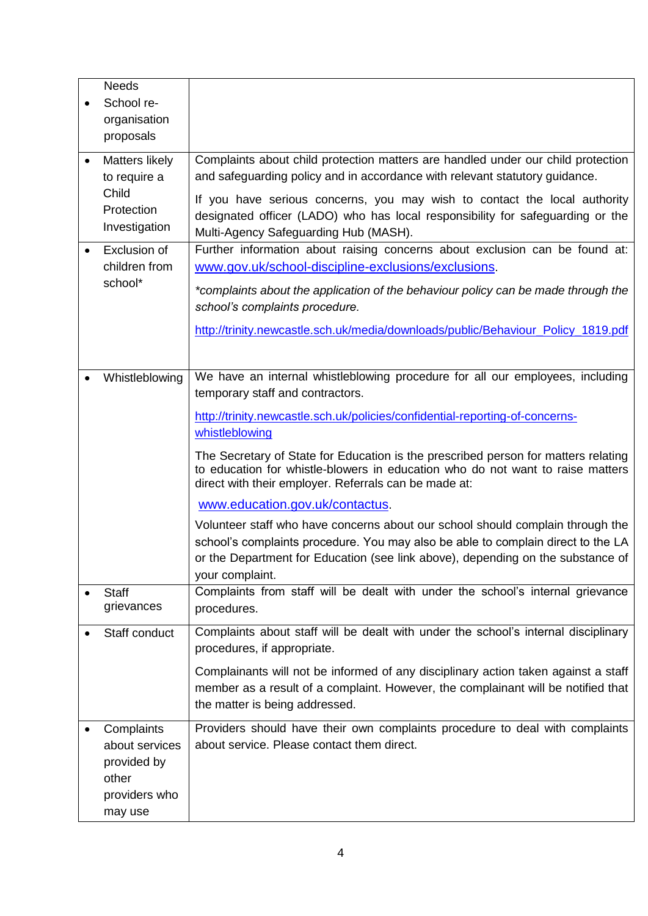| | |
|---|---|
| Needs<br>• School re-organisation proposals | |
| • Matters likely to require a Child Protection Investigation | Complaints about child protection matters are handled under our child protection and safeguarding policy and in accordance with relevant statutory guidance.<br><br>If you have serious concerns, you may wish to contact the local authority designated officer (LADO) who has local responsibility for safeguarding or the Multi-Agency Safeguarding Hub (MASH). |
| • Exclusion of children from school* | Further information about raising concerns about exclusion can be found at: www.gov.uk/school-discipline-exclusions/exclusions.<br><br>*\*complaints about the application of the behaviour policy can be made through the school's complaints procedure.*<br><br>http://trinity.newcastle.sch.uk/media/downloads/public/Behaviour_Policy_1819.pdf |
| • Whistleblowing | We have an internal whistleblowing procedure for all our employees, including temporary staff and contractors.<br><br>http://trinity.newcastle.sch.uk/policies/confidential-reporting-of-concerns-whistleblowing<br><br>The Secretary of State for Education is the prescribed person for matters relating to education for whistle-blowers in education who do not want to raise matters direct with their employer. Referrals can be made at:<br><br>www.education.gov.uk/contactus.<br><br>Volunteer staff who have concerns about our school should complain through the school's complaints procedure. You may also be able to complain direct to the LA or the Department for Education (see link above), depending on the substance of your complaint. |
| • Staff grievances | Complaints from staff will be dealt with under the school's internal grievance procedures. |
| • Staff conduct | Complaints about staff will be dealt with under the school's internal disciplinary procedures, if appropriate.<br><br>Complainants will not be informed of any disciplinary action taken against a staff member as a result of a complaint. However, the complainant will be notified that the matter is being addressed. |
| • Complaints about services provided by other providers who may use | Providers should have their own complaints procedure to deal with complaints about service. Please contact them direct. |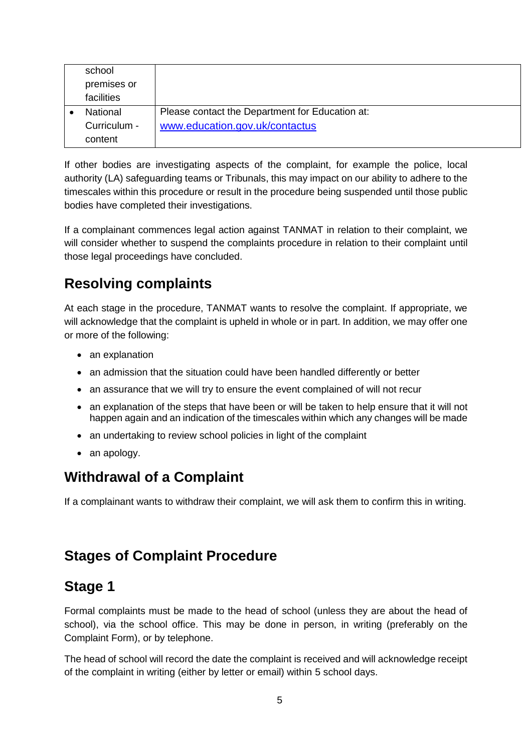| | |
|---|---|
| school premises or facilities | |
| • National Curriculum - content | Please contact the Department for Education at: [www.education.gov.uk/contactus](www.education.gov.uk/contactus) |

If other bodies are investigating aspects of the complaint, for example the police, local authority (LA) safeguarding teams or Tribunals, this may impact on our ability to adhere to the timescales within this procedure or result in the procedure being suspended until those public bodies have completed their investigations.

If a complainant commences legal action against TANMAT in relation to their complaint, we will consider whether to suspend the complaints procedure in relation to their complaint until those legal proceedings have concluded.

## Resolving complaints

At each stage in the procedure, TANMAT wants to resolve the complaint. If appropriate, we will acknowledge that the complaint is upheld in whole or in part. In addition, we may offer one or more of the following:

- an explanation
- an admission that the situation could have been handled differently or better
- an assurance that we will try to ensure the event complained of will not recur
- an explanation of the steps that have been or will be taken to help ensure that it will not happen again and an indication of the timescales within which any changes will be made
- an undertaking to review school policies in light of the complaint
- an apology.

## Withdrawal of a Complaint

If a complainant wants to withdraw their complaint, we will ask them to confirm this in writing.

## Stages of Complaint Procedure

## Stage 1

Formal complaints must be made to the head of school (unless they are about the head of school), via the school office. This may be done in person, in writing (preferably on the Complaint Form), or by telephone.

The head of school will record the date the complaint is received and will acknowledge receipt of the complaint in writing (either by letter or email) within 5 school days.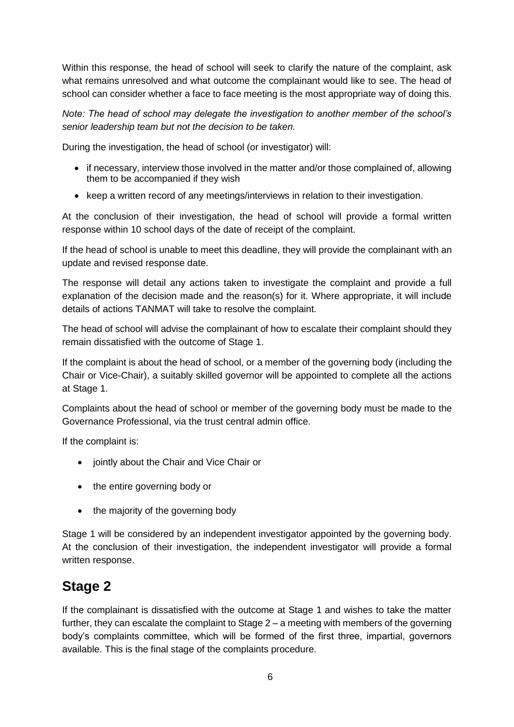Within this response, the head of school will seek to clarify the nature of the complaint, ask what remains unresolved and what outcome the complainant would like to see. The head of school can consider whether a face to face meeting is the most appropriate way of doing this.

*Note: The head of school may delegate the investigation to another member of the school's senior leadership team but not the decision to be taken.*

During the investigation, the head of school (or investigator) will:

- if necessary, interview those involved in the matter and/or those complained of, allowing them to be accompanied if they wish
- keep a written record of any meetings/interviews in relation to their investigation.

At the conclusion of their investigation, the head of school will provide a formal written response within 10 school days of the date of receipt of the complaint.

If the head of school is unable to meet this deadline, they will provide the complainant with an update and revised response date.

The response will detail any actions taken to investigate the complaint and provide a full explanation of the decision made and the reason(s) for it. Where appropriate, it will include details of actions TANMAT will take to resolve the complaint.

The head of school will advise the complainant of how to escalate their complaint should they remain dissatisfied with the outcome of Stage 1.

If the complaint is about the head of school, or a member of the governing body (including the Chair or Vice-Chair), a suitably skilled governor will be appointed to complete all the actions at Stage 1.

Complaints about the head of school or member of the governing body must be made to the Governance Professional, via the trust central admin office.

If the complaint is:

- jointly about the Chair and Vice Chair or
- the entire governing body or
- the majority of the governing body

Stage 1 will be considered by an independent investigator appointed by the governing body. At the conclusion of their investigation, the independent investigator will provide a formal written response.

## Stage 2

If the complainant is dissatisfied with the outcome at Stage 1 and wishes to take the matter further, they can escalate the complaint to Stage 2 – a meeting with members of the governing body's complaints committee, which will be formed of the first three, impartial, governors available. This is the final stage of the complaints procedure.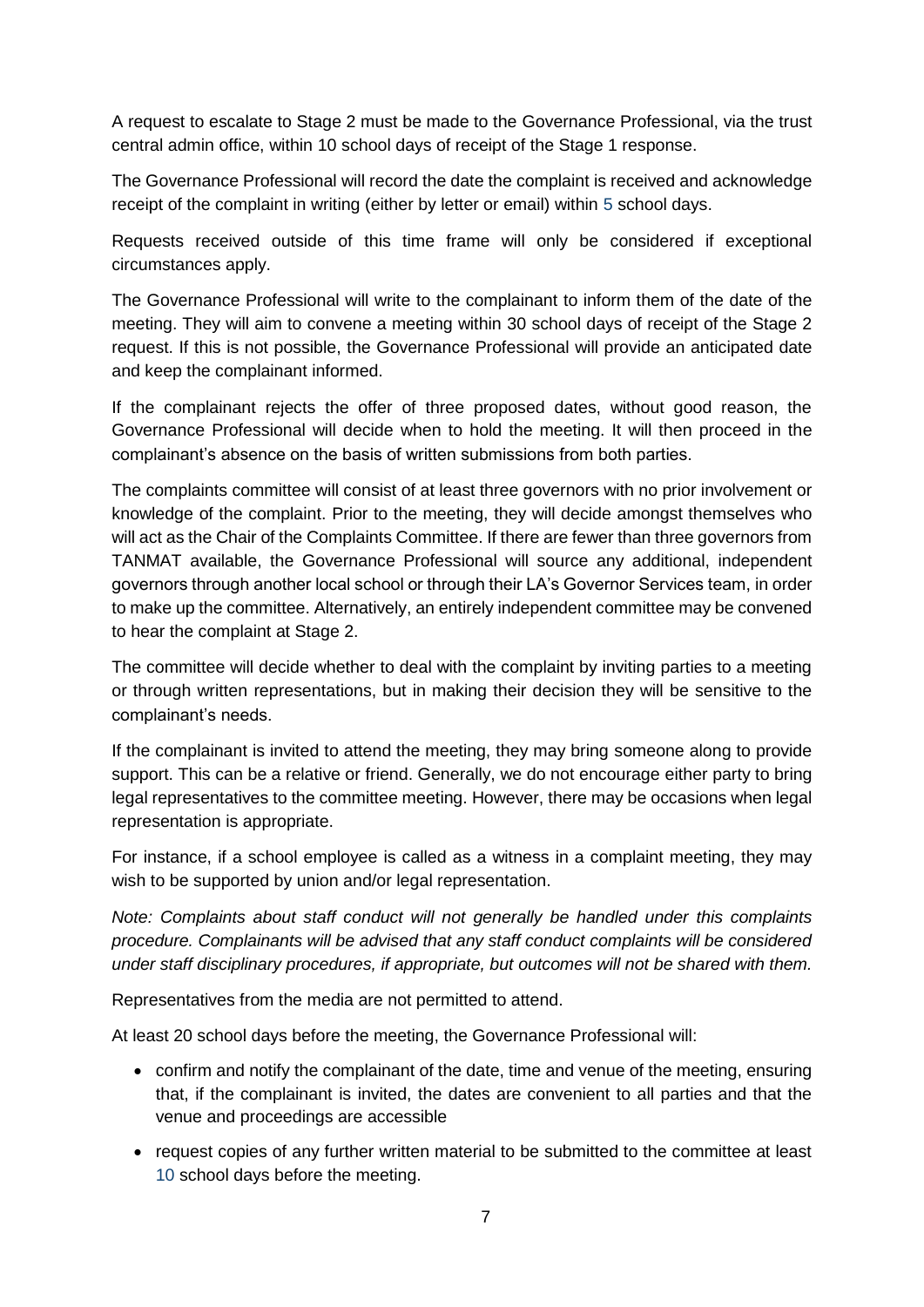A request to escalate to Stage 2 must be made to the Governance Professional, via the trust central admin office, within 10 school days of receipt of the Stage 1 response.

The Governance Professional will record the date the complaint is received and acknowledge receipt of the complaint in writing (either by letter or email) within 5 school days.

Requests received outside of this time frame will only be considered if exceptional circumstances apply.

The Governance Professional will write to the complainant to inform them of the date of the meeting. They will aim to convene a meeting within 30 school days of receipt of the Stage 2 request. If this is not possible, the Governance Professional will provide an anticipated date and keep the complainant informed.

If the complainant rejects the offer of three proposed dates, without good reason, the Governance Professional will decide when to hold the meeting. It will then proceed in the complainant's absence on the basis of written submissions from both parties.

The complaints committee will consist of at least three governors with no prior involvement or knowledge of the complaint. Prior to the meeting, they will decide amongst themselves who will act as the Chair of the Complaints Committee. If there are fewer than three governors from TANMAT available, the Governance Professional will source any additional, independent governors through another local school or through their LA's Governor Services team, in order to make up the committee. Alternatively, an entirely independent committee may be convened to hear the complaint at Stage 2.

The committee will decide whether to deal with the complaint by inviting parties to a meeting or through written representations, but in making their decision they will be sensitive to the complainant's needs.

If the complainant is invited to attend the meeting, they may bring someone along to provide support. This can be a relative or friend. Generally, we do not encourage either party to bring legal representatives to the committee meeting. However, there may be occasions when legal representation is appropriate.

For instance, if a school employee is called as a witness in a complaint meeting, they may wish to be supported by union and/or legal representation.

*Note: Complaints about staff conduct will not generally be handled under this complaints procedure. Complainants will be advised that any staff conduct complaints will be considered under staff disciplinary procedures, if appropriate, but outcomes will not be shared with them.*

Representatives from the media are not permitted to attend.

At least 20 school days before the meeting, the Governance Professional will:

- confirm and notify the complainant of the date, time and venue of the meeting, ensuring that, if the complainant is invited, the dates are convenient to all parties and that the venue and proceedings are accessible
- request copies of any further written material to be submitted to the committee at least 10 school days before the meeting.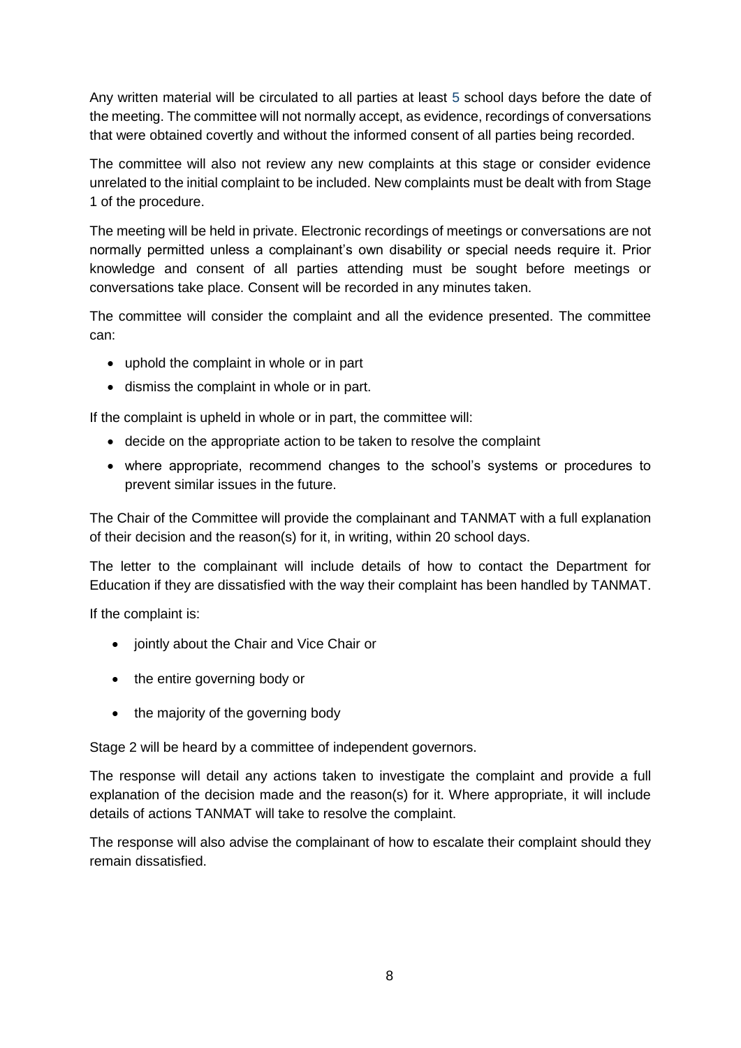Any written material will be circulated to all parties at least 5 school days before the date of the meeting. The committee will not normally accept, as evidence, recordings of conversations that were obtained covertly and without the informed consent of all parties being recorded.

The committee will also not review any new complaints at this stage or consider evidence unrelated to the initial complaint to be included. New complaints must be dealt with from Stage 1 of the procedure.

The meeting will be held in private. Electronic recordings of meetings or conversations are not normally permitted unless a complainant's own disability or special needs require it. Prior knowledge and consent of all parties attending must be sought before meetings or conversations take place. Consent will be recorded in any minutes taken.

The committee will consider the complaint and all the evidence presented. The committee can:

- uphold the complaint in whole or in part
- dismiss the complaint in whole or in part.

If the complaint is upheld in whole or in part, the committee will:

- decide on the appropriate action to be taken to resolve the complaint
- where appropriate, recommend changes to the school's systems or procedures to prevent similar issues in the future.

The Chair of the Committee will provide the complainant and TANMAT with a full explanation of their decision and the reason(s) for it, in writing, within 20 school days.

The letter to the complainant will include details of how to contact the Department for Education if they are dissatisfied with the way their complaint has been handled by TANMAT.

If the complaint is:

- jointly about the Chair and Vice Chair or
- the entire governing body or
- the majority of the governing body

Stage 2 will be heard by a committee of independent governors.

The response will detail any actions taken to investigate the complaint and provide a full explanation of the decision made and the reason(s) for it. Where appropriate, it will include details of actions TANMAT will take to resolve the complaint.

The response will also advise the complainant of how to escalate their complaint should they remain dissatisfied.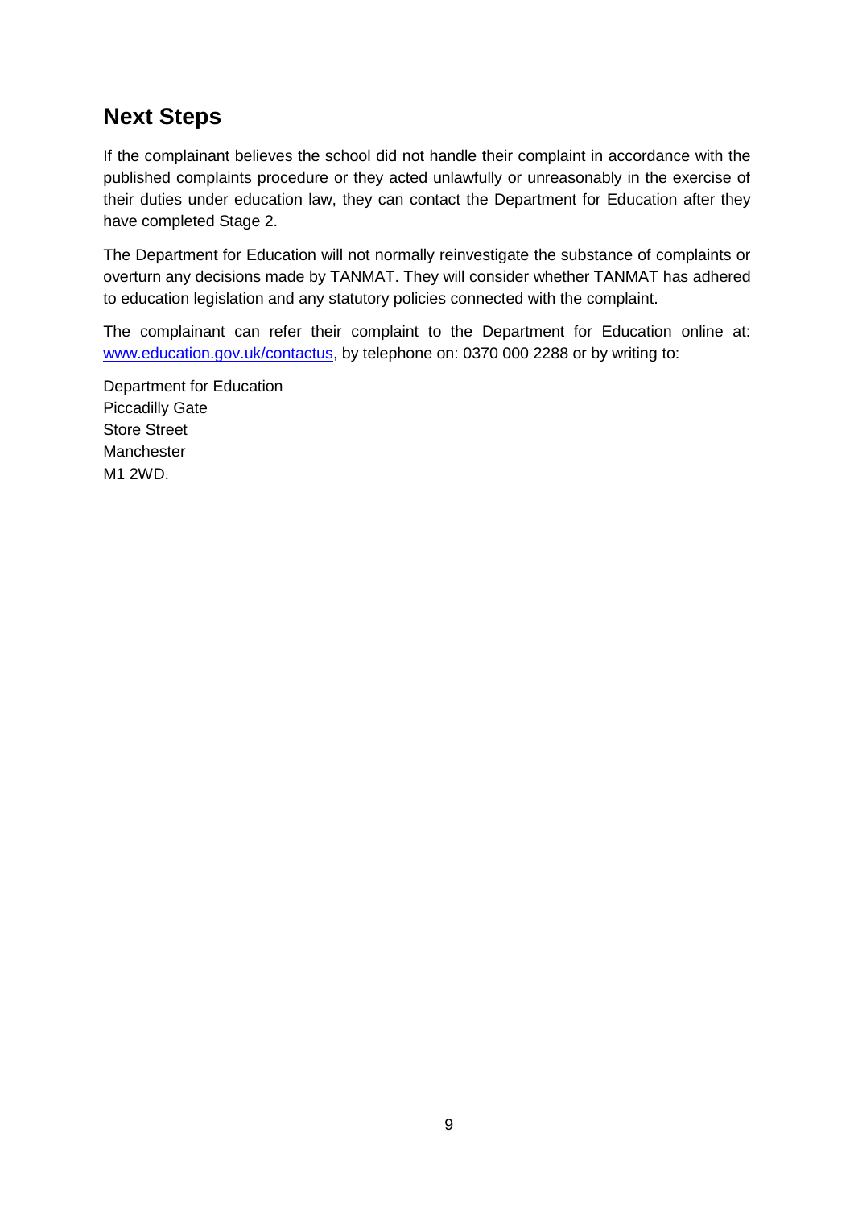## Next Steps

If the complainant believes the school did not handle their complaint in accordance with the published complaints procedure or they acted unlawfully or unreasonably in the exercise of their duties under education law, they can contact the Department for Education after they have completed Stage 2.

The Department for Education will not normally reinvestigate the substance of complaints or overturn any decisions made by TANMAT. They will consider whether TANMAT has adhered to education legislation and any statutory policies connected with the complaint.

The complainant can refer their complaint to the Department for Education online at: [www.education.gov.uk/contactus](www.education.gov.uk/contactus), by telephone on: 0370 000 2288 or by writing to:

Department for Education
Piccadilly Gate
Store Street
Manchester
M1 2WD.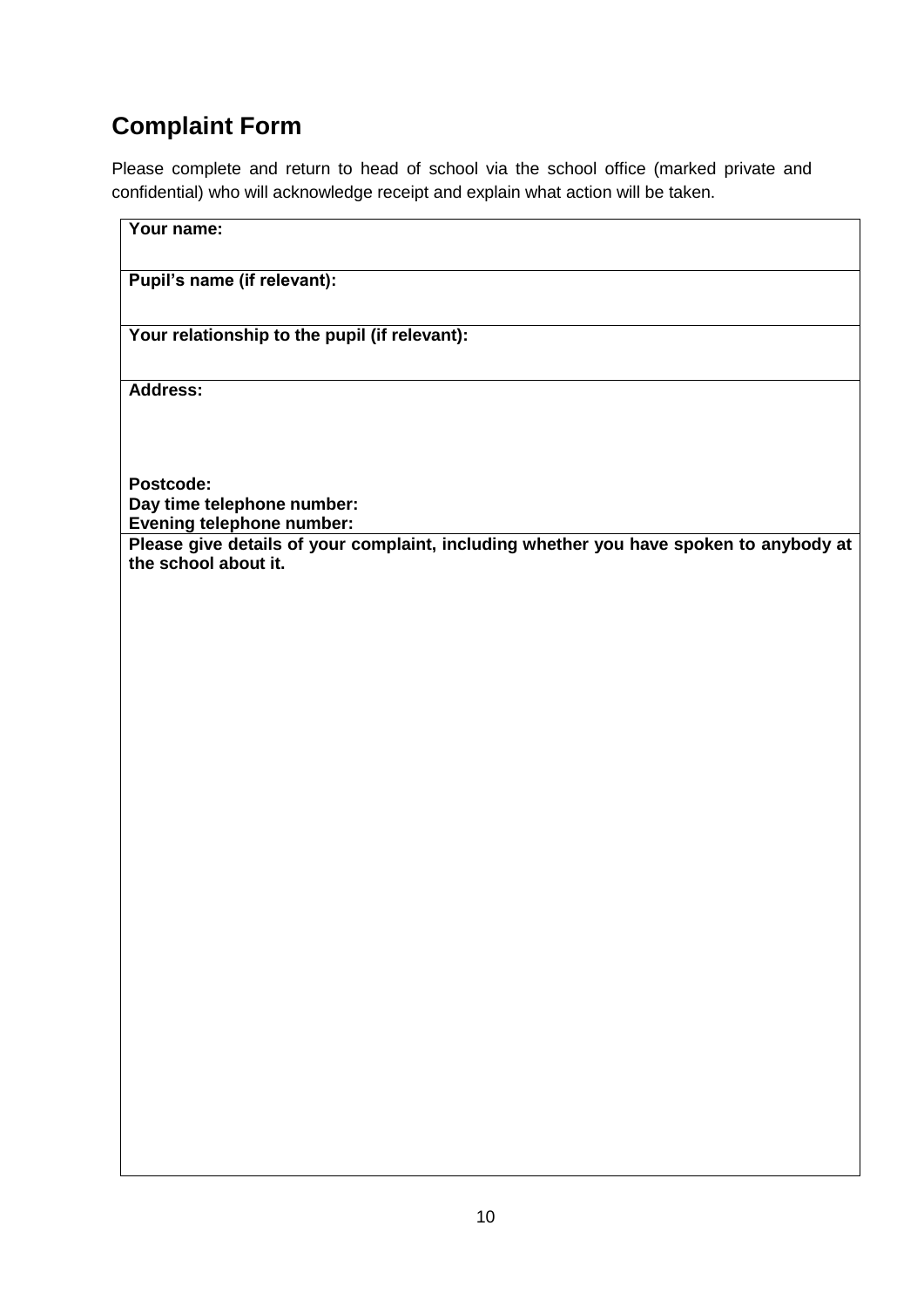## Complaint Form

Please complete and return to head of school via the school office (marked private and confidential) who will acknowledge receipt and explain what action will be taken.

| **Your name:** |
|---|
| **Pupil's name (if relevant):** |
| **Your relationship to the pupil (if relevant):** |
| **Address:**<br><br><br>**Postcode:**<br>**Day time telephone number:**<br>**Evening telephone number:** |
| **Please give details of your complaint, including whether you have spoken to anybody at the school about it.** |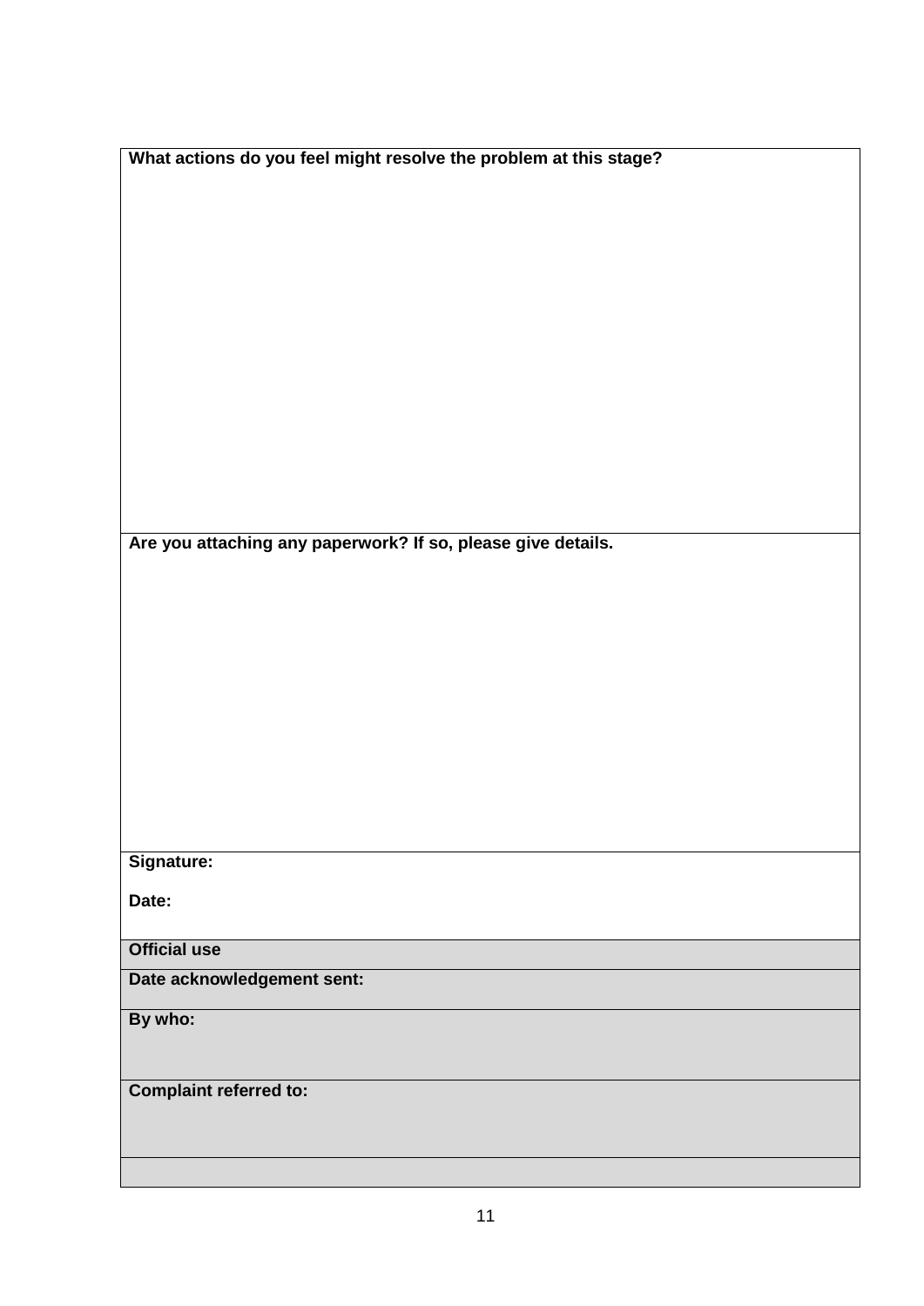| What actions do you feel might resolve the problem at this stage? |
|---|
| |
| **Are you attaching any paperwork? If so, please give details.** |
| |
| **Signature:**<br><br>**Date:** |
| **Official use** |
| **Date acknowledgement sent:** |
| **By who:** |
| **Complaint referred to:** |
| |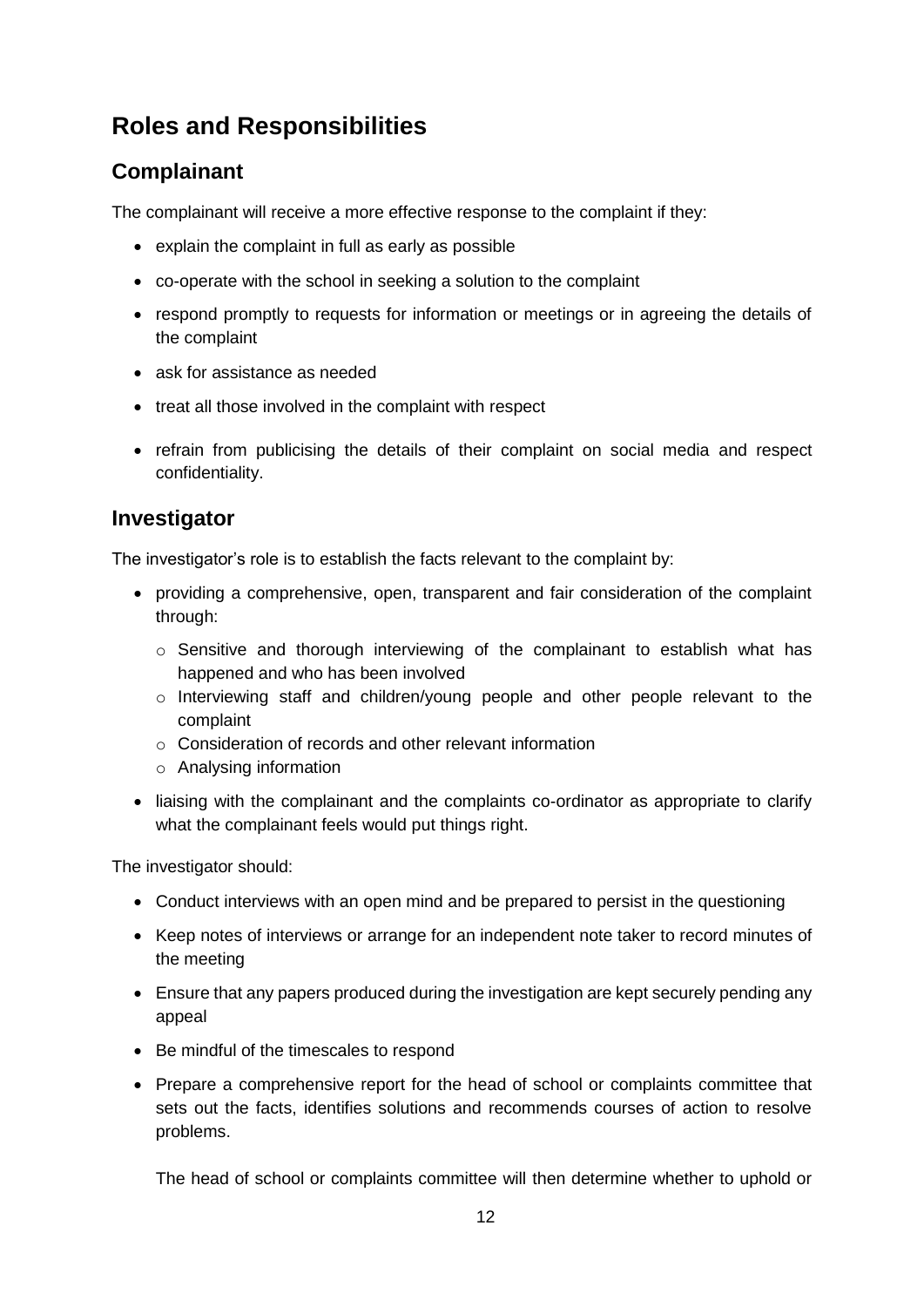# Roles and Responsibilities

## Complainant

The complainant will receive a more effective response to the complaint if they:

- explain the complaint in full as early as possible
- co-operate with the school in seeking a solution to the complaint
- respond promptly to requests for information or meetings or in agreeing the details of the complaint
- ask for assistance as needed
- treat all those involved in the complaint with respect
- refrain from publicising the details of their complaint on social media and respect confidentiality.

## Investigator

The investigator's role is to establish the facts relevant to the complaint by:

- providing a comprehensive, open, transparent and fair consideration of the complaint through:
  - Sensitive and thorough interviewing of the complainant to establish what has happened and who has been involved
  - Interviewing staff and children/young people and other people relevant to the complaint
  - Consideration of records and other relevant information
  - Analysing information
- liaising with the complainant and the complaints co-ordinator as appropriate to clarify what the complainant feels would put things right.

The investigator should:

- Conduct interviews with an open mind and be prepared to persist in the questioning
- Keep notes of interviews or arrange for an independent note taker to record minutes of the meeting
- Ensure that any papers produced during the investigation are kept securely pending any appeal
- Be mindful of the timescales to respond
- Prepare a comprehensive report for the head of school or complaints committee that sets out the facts, identifies solutions and recommends courses of action to resolve problems.

  The head of school or complaints committee will then determine whether to uphold or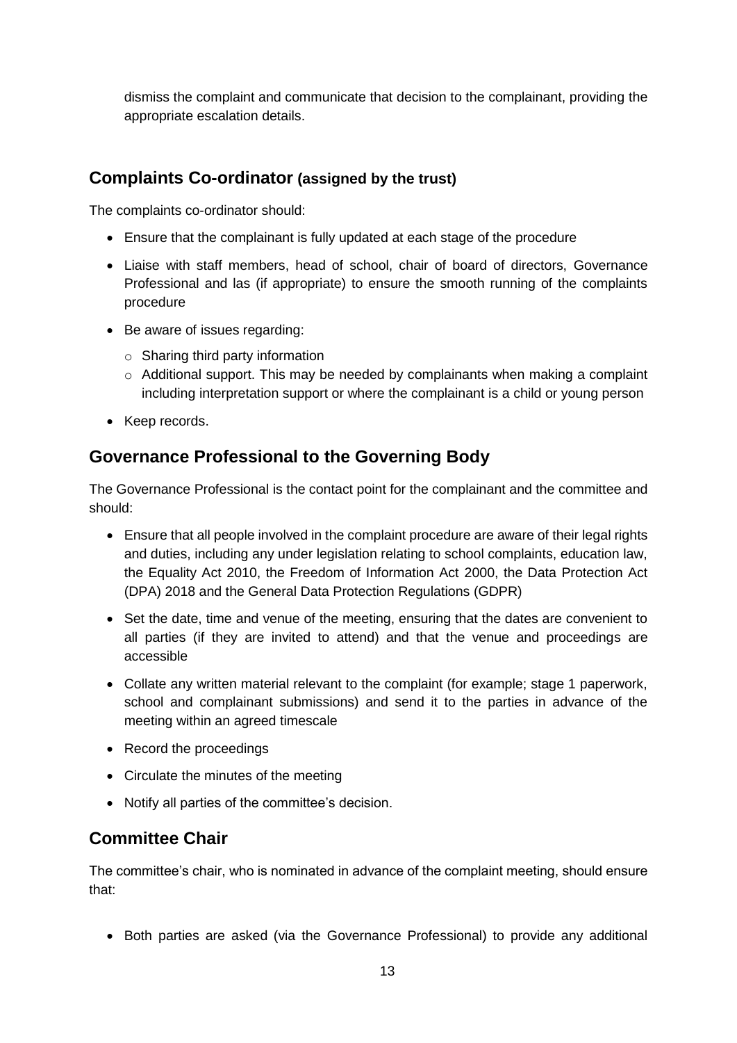dismiss the complaint and communicate that decision to the complainant, providing the appropriate escalation details.

## Complaints Co-ordinator (assigned by the trust)

The complaints co-ordinator should:

- Ensure that the complainant is fully updated at each stage of the procedure
- Liaise with staff members, head of school, chair of board of directors, Governance Professional and las (if appropriate) to ensure the smooth running of the complaints procedure
- Be aware of issues regarding:
  - Sharing third party information
  - Additional support. This may be needed by complainants when making a complaint including interpretation support or where the complainant is a child or young person
- Keep records.

## Governance Professional to the Governing Body

The Governance Professional is the contact point for the complainant and the committee and should:

- Ensure that all people involved in the complaint procedure are aware of their legal rights and duties, including any under legislation relating to school complaints, education law, the Equality Act 2010, the Freedom of Information Act 2000, the Data Protection Act (DPA) 2018 and the General Data Protection Regulations (GDPR)
- Set the date, time and venue of the meeting, ensuring that the dates are convenient to all parties (if they are invited to attend) and that the venue and proceedings are accessible
- Collate any written material relevant to the complaint (for example; stage 1 paperwork, school and complainant submissions) and send it to the parties in advance of the meeting within an agreed timescale
- Record the proceedings
- Circulate the minutes of the meeting
- Notify all parties of the committee's decision.

## Committee Chair

The committee's chair, who is nominated in advance of the complaint meeting, should ensure that:

- Both parties are asked (via the Governance Professional) to provide any additional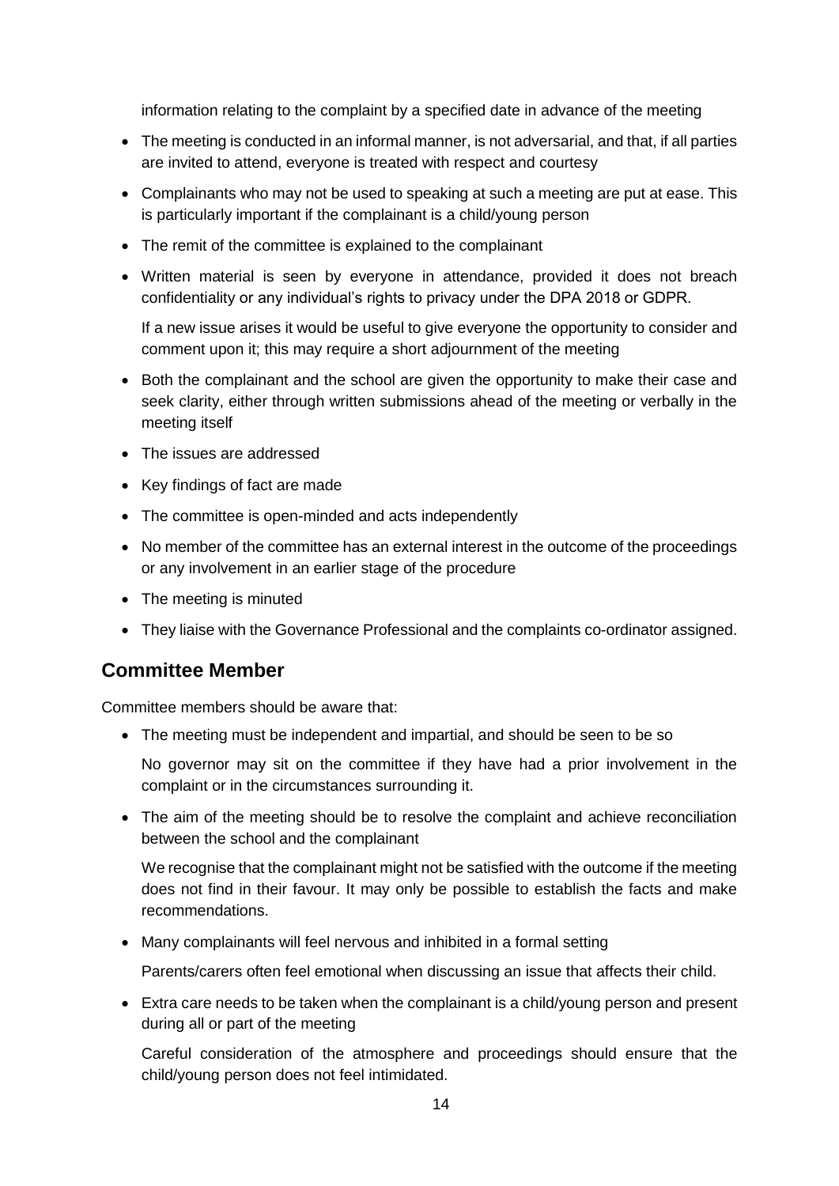information relating to the complaint by a specified date in advance of the meeting

- The meeting is conducted in an informal manner, is not adversarial, and that, if all parties are invited to attend, everyone is treated with respect and courtesy
- Complainants who may not be used to speaking at such a meeting are put at ease. This is particularly important if the complainant is a child/young person
- The remit of the committee is explained to the complainant
- Written material is seen by everyone in attendance, provided it does not breach confidentiality or any individual's rights to privacy under the DPA 2018 or GDPR.

  If a new issue arises it would be useful to give everyone the opportunity to consider and comment upon it; this may require a short adjournment of the meeting
- Both the complainant and the school are given the opportunity to make their case and seek clarity, either through written submissions ahead of the meeting or verbally in the meeting itself
- The issues are addressed
- Key findings of fact are made
- The committee is open-minded and acts independently
- No member of the committee has an external interest in the outcome of the proceedings or any involvement in an earlier stage of the procedure
- The meeting is minuted
- They liaise with the Governance Professional and the complaints co-ordinator assigned.

## Committee Member

Committee members should be aware that:

- The meeting must be independent and impartial, and should be seen to be so

  No governor may sit on the committee if they have had a prior involvement in the complaint or in the circumstances surrounding it.
- The aim of the meeting should be to resolve the complaint and achieve reconciliation between the school and the complainant

  We recognise that the complainant might not be satisfied with the outcome if the meeting does not find in their favour. It may only be possible to establish the facts and make recommendations.
- Many complainants will feel nervous and inhibited in a formal setting

  Parents/carers often feel emotional when discussing an issue that affects their child.
- Extra care needs to be taken when the complainant is a child/young person and present during all or part of the meeting

  Careful consideration of the atmosphere and proceedings should ensure that the child/young person does not feel intimidated.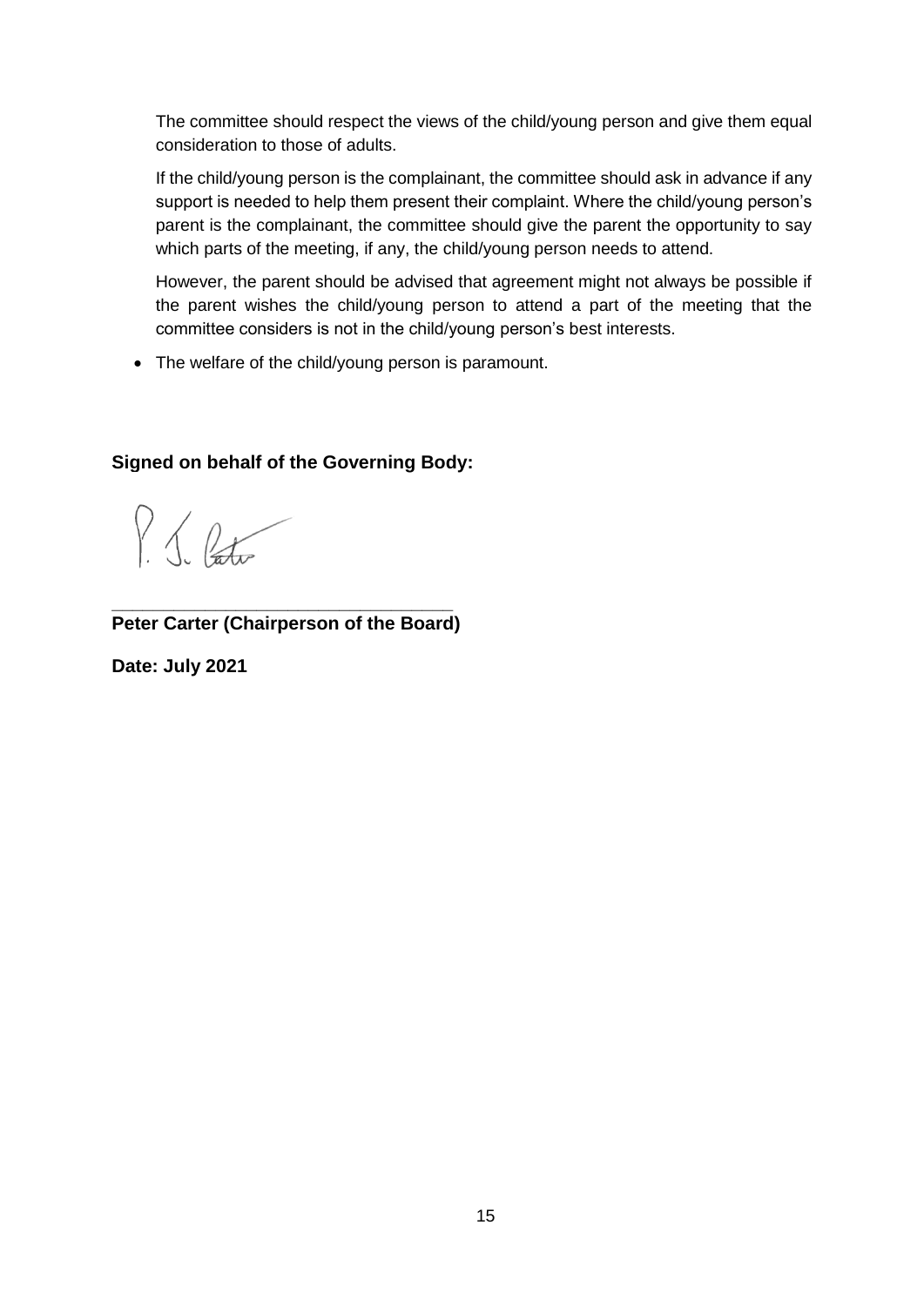The committee should respect the views of the child/young person and give them equal consideration to those of adults.

If the child/young person is the complainant, the committee should ask in advance if any support is needed to help them present their complaint. Where the child/young person's parent is the complainant, the committee should give the parent the opportunity to say which parts of the meeting, if any, the child/young person needs to attend.

However, the parent should be advised that agreement might not always be possible if the parent wishes the child/young person to attend a part of the meeting that the committee considers is not in the child/young person's best interests.

- The welfare of the child/young person is paramount.

**Signed on behalf of the Governing Body:**

P. J. Carter

\_\_\_\_\_\_\_\_\_\_\_\_\_\_\_\_\_\_\_\_\_\_\_\_\_\_\_\_\_\_\_\_\_\_

**Peter Carter (Chairperson of the Board)**

**Date: July 2021**